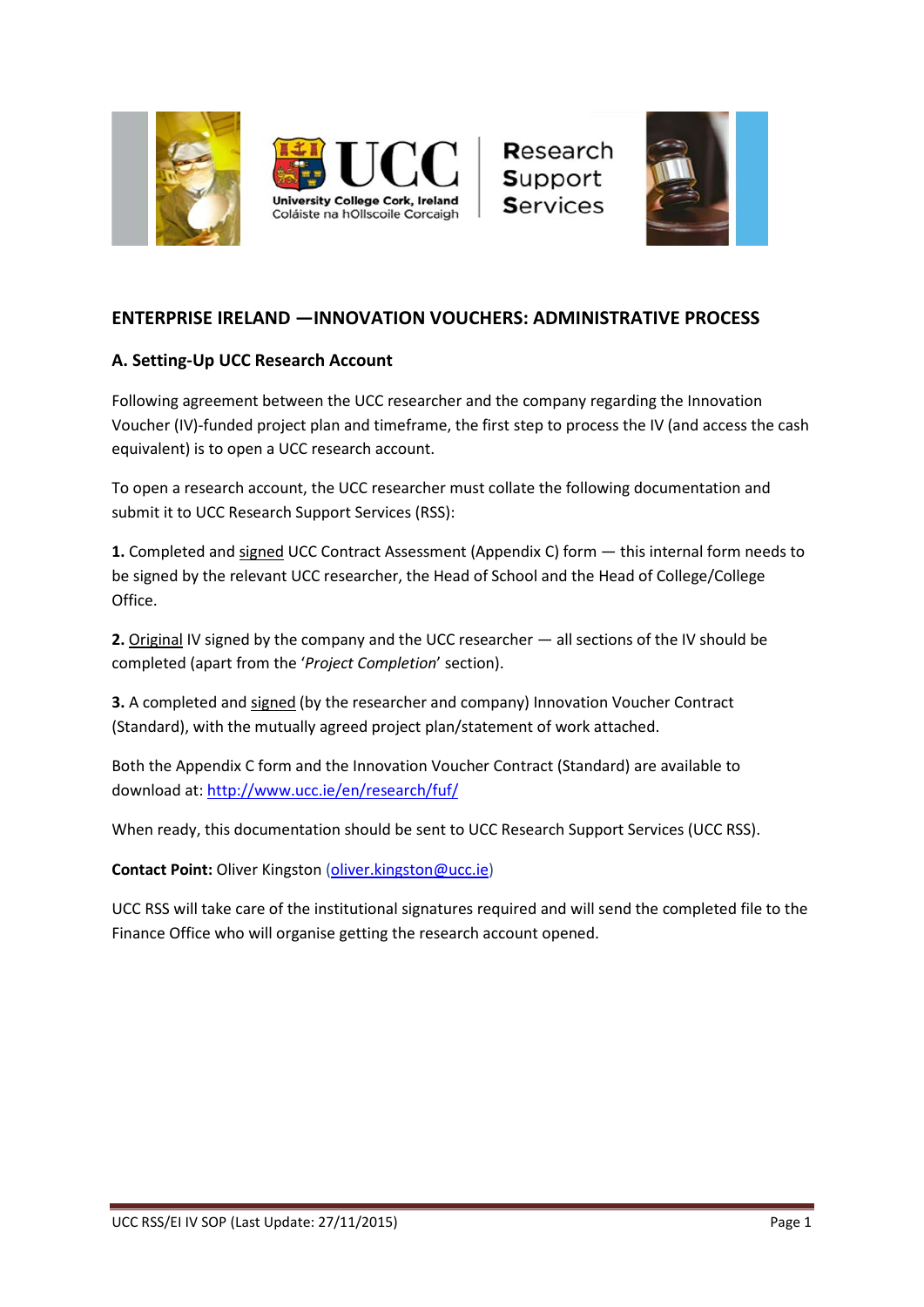# ENTERPRISE IRELAND —INNOVATION VOUCHERS: ADMINISTRATIVE PROCESS

## A. Setting-Up UCC Research Account

Following agreement between the UCC researcher and the company regarding the Innovation Voucher (IV)-funded project plan and timeframe, the first step to process the IV (and access the cash equivalent) is to open a UCC research account.

To open a research account, the UCC researcher must collate the following documentation and submit it to UCC Research Support Services (RSS):

**1.** Completed and <u>signed</u> UCC Contract Assessment (Appendix C) form — this internal form needs to be signed by the relevant UCC researcher, the Head of School and the Head of College/College Office.

**2.** <u>Original</u> IV signed by the company and the UCC researcher — all sections of the IV should be completed (apart from the '*Project Completion*' section).

**3.** A completed and <u>signed</u> (by the researcher and company) Innovation Voucher Contract (Standard), with the mutually agreed project plan/statement of work attached.

Both the Appendix C form and the Innovation Voucher Contract (Standard) are available to download at: http://www.ucc.ie/en/research/fuf/

When ready, this documentation should be sent to UCC Research Support Services (UCC RSS).

**Contact Point:** Oliver Kingston (oliver.kingston@ucc.ie)

UCC RSS will take care of the institutional signatures required and will send the completed file to the Finance Office who will organise getting the research account opened.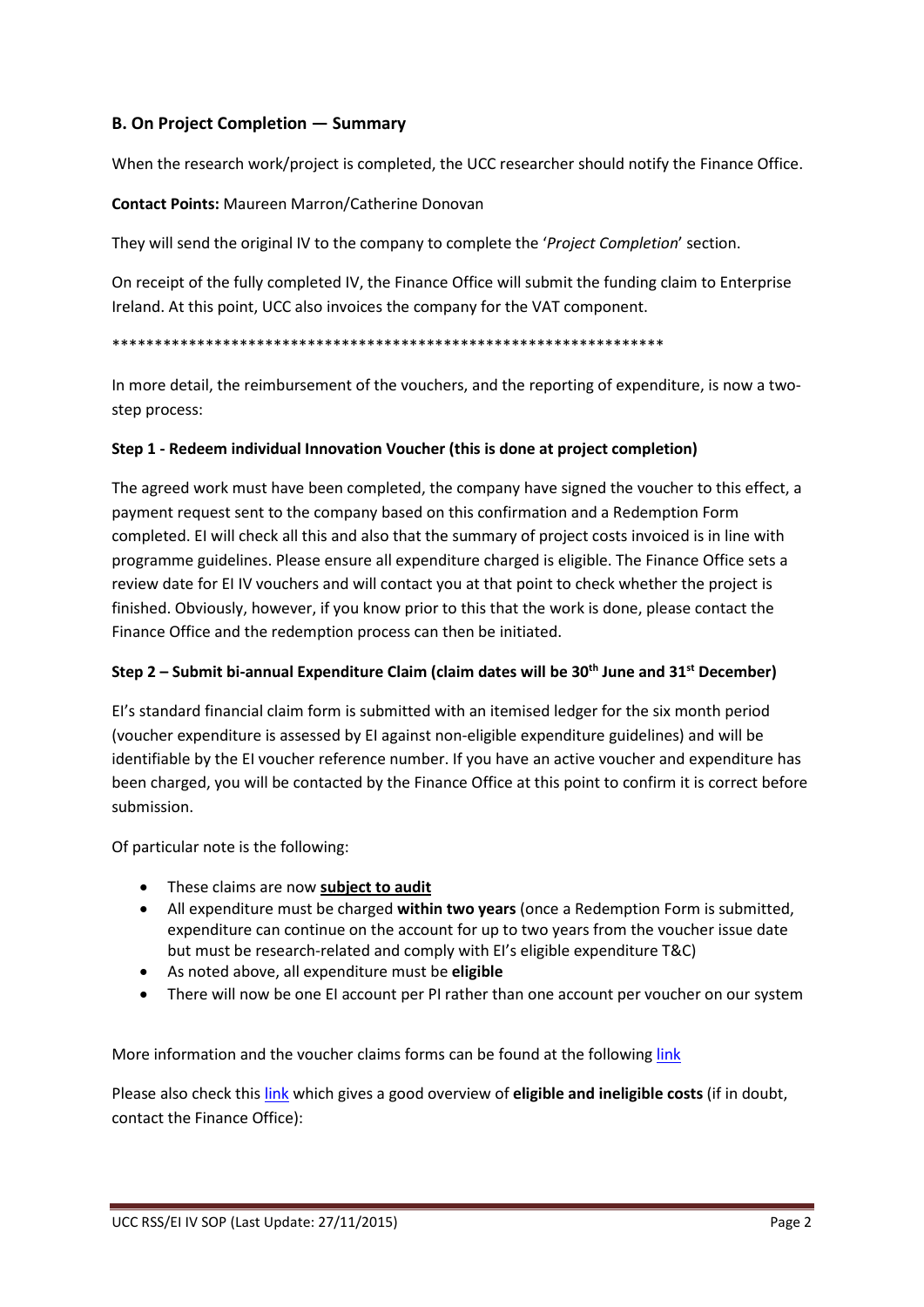### B. On Project Completion — Summary

When the research work/project is completed, the UCC researcher should notify the Finance Office.

**Contact Points:** Maureen Marron/Catherine Donovan

They will send the original IV to the company to complete the '*Project Completion*' section.

On receipt of the fully completed IV, the Finance Office will submit the funding claim to Enterprise Ireland. At this point, UCC also invoices the company for the VAT component.

******************************************************************

In more detail, the reimbursement of the vouchers, and the reporting of expenditure, is now a two-step process:

**Step 1 - Redeem individual Innovation Voucher (this is done at project completion)**

The agreed work must have been completed, the company have signed the voucher to this effect, a payment request sent to the company based on this confirmation and a Redemption Form completed. EI will check all this and also that the summary of project costs invoiced is in line with programme guidelines. Please ensure all expenditure charged is eligible. The Finance Office sets a review date for EI IV vouchers and will contact you at that point to check whether the project is finished. Obviously, however, if you know prior to this that the work is done, please contact the Finance Office and the redemption process can then be initiated.

**Step 2 – Submit bi-annual Expenditure Claim (claim dates will be 30th June and 31st December)**

EI's standard financial claim form is submitted with an itemised ledger for the six month period (voucher expenditure is assessed by EI against non-eligible expenditure guidelines) and will be identifiable by the EI voucher reference number. If you have an active voucher and expenditure has been charged, you will be contacted by the Finance Office at this point to confirm it is correct before submission.

Of particular note is the following:

- These claims are now **subject to audit**
- All expenditure must be charged **within two years** (once a Redemption Form is submitted, expenditure can continue on the account for up to two years from the voucher issue date but must be research-related and comply with EI's eligible expenditure T&C)
- As noted above, all expenditure must be **eligible**
- There will now be one EI account per PI rather than one account per voucher on our system

More information and the voucher claims forms can be found at the following link

Please also check this link which gives a good overview of **eligible and ineligible costs** (if in doubt, contact the Finance Office):